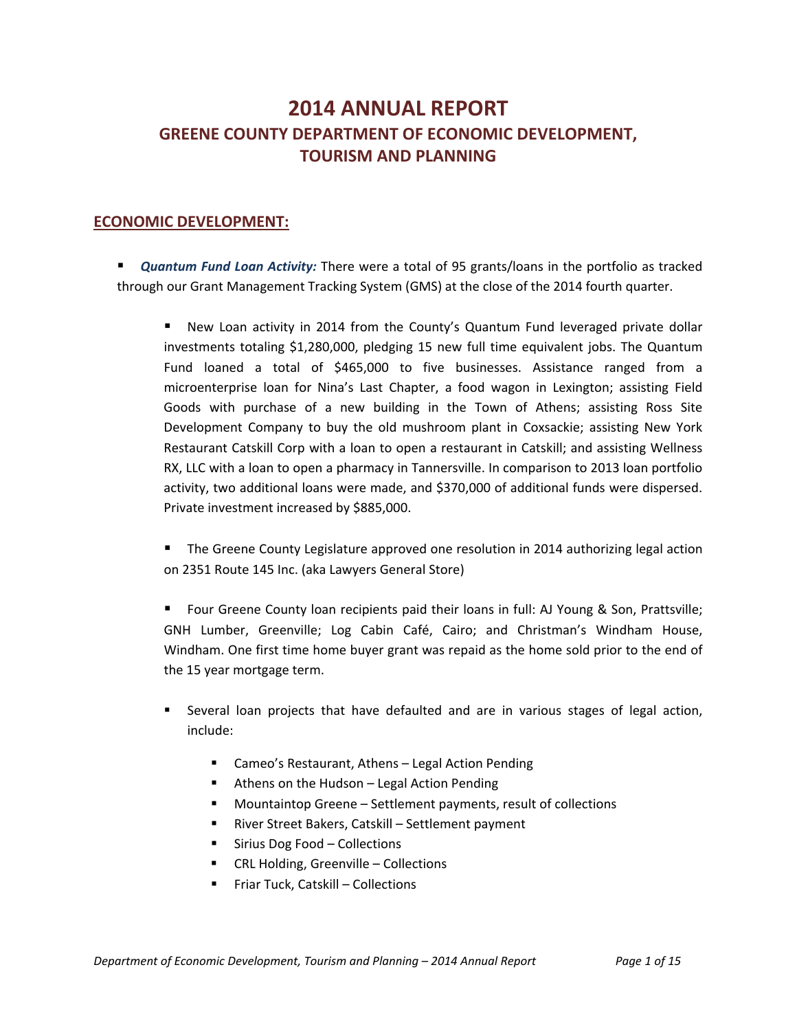# 2014 ANNUAL REPORT

## GREENE COUNTY DEPARTMENT OF ECONOMIC DEVELOPMENT, TOURISM AND PLANNING

## ECONOMIC DEVELOPMENT:

- ***Quantum Fund Loan Activity:*** There were a total of 95 grants/loans in the portfolio as tracked through our Grant Management Tracking System (GMS) at the close of the 2014 fourth quarter.

  - New Loan activity in 2014 from the County's Quantum Fund leveraged private dollar investments totaling $1,280,000, pledging 15 new full time equivalent jobs. The Quantum Fund loaned a total of $465,000 to five businesses. Assistance ranged from a microenterprise loan for Nina's Last Chapter, a food wagon in Lexington; assisting Field Goods with purchase of a new building in the Town of Athens; assisting Ross Site Development Company to buy the old mushroom plant in Coxsackie; assisting New York Restaurant Catskill Corp with a loan to open a restaurant in Catskill; and assisting Wellness RX, LLC with a loan to open a pharmacy in Tannersville. In comparison to 2013 loan portfolio activity, two additional loans were made, and $370,000 of additional funds were dispersed. Private investment increased by $885,000.

  - The Greene County Legislature approved one resolution in 2014 authorizing legal action on 2351 Route 145 Inc. (aka Lawyers General Store)

  - Four Greene County loan recipients paid their loans in full: AJ Young & Son, Prattsville; GNH Lumber, Greenville; Log Cabin Café, Cairo; and Christman's Windham House, Windham. One first time home buyer grant was repaid as the home sold prior to the end of the 15 year mortgage term.

  - Several loan projects that have defaulted and are in various stages of legal action, include:
    - Cameo's Restaurant, Athens – Legal Action Pending
    - Athens on the Hudson – Legal Action Pending
    - Mountaintop Greene – Settlement payments, result of collections
    - River Street Bakers, Catskill – Settlement payment
    - Sirius Dog Food – Collections
    - CRL Holding, Greenville – Collections
    - Friar Tuck, Catskill – Collections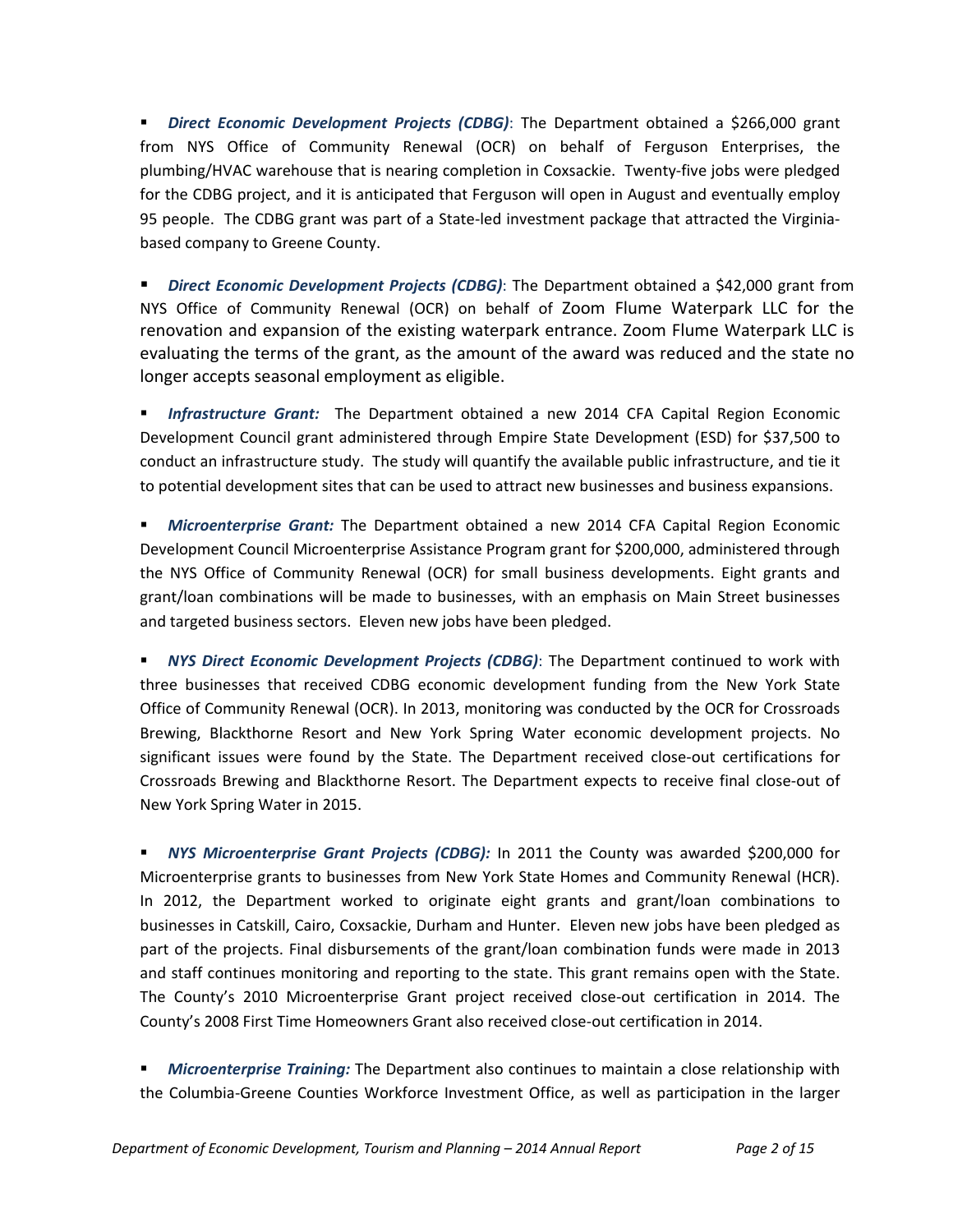- ***Direct Economic Development Projects (CDBG)***: The Department obtained a $266,000 grant from NYS Office of Community Renewal (OCR) on behalf of Ferguson Enterprises, the plumbing/HVAC warehouse that is nearing completion in Coxsackie. Twenty-five jobs were pledged for the CDBG project, and it is anticipated that Ferguson will open in August and eventually employ 95 people. The CDBG grant was part of a State-led investment package that attracted the Virginia-based company to Greene County.

- ***Direct Economic Development Projects (CDBG)***: The Department obtained a $42,000 grant from NYS Office of Community Renewal (OCR) on behalf of Zoom Flume Waterpark LLC for the renovation and expansion of the existing waterpark entrance. Zoom Flume Waterpark LLC is evaluating the terms of the grant, as the amount of the award was reduced and the state no longer accepts seasonal employment as eligible.

- ***Infrastructure Grant:*** The Department obtained a new 2014 CFA Capital Region Economic Development Council grant administered through Empire State Development (ESD) for $37,500 to conduct an infrastructure study. The study will quantify the available public infrastructure, and tie it to potential development sites that can be used to attract new businesses and business expansions.

- ***Microenterprise Grant:*** The Department obtained a new 2014 CFA Capital Region Economic Development Council Microenterprise Assistance Program grant for $200,000, administered through the NYS Office of Community Renewal (OCR) for small business developments. Eight grants and grant/loan combinations will be made to businesses, with an emphasis on Main Street businesses and targeted business sectors. Eleven new jobs have been pledged.

- ***NYS Direct Economic Development Projects (CDBG)***: The Department continued to work with three businesses that received CDBG economic development funding from the New York State Office of Community Renewal (OCR). In 2013, monitoring was conducted by the OCR for Crossroads Brewing, Blackthorne Resort and New York Spring Water economic development projects. No significant issues were found by the State. The Department received close-out certifications for Crossroads Brewing and Blackthorne Resort. The Department expects to receive final close-out of New York Spring Water in 2015.

- ***NYS Microenterprise Grant Projects (CDBG):*** In 2011 the County was awarded $200,000 for Microenterprise grants to businesses from New York State Homes and Community Renewal (HCR). In 2012, the Department worked to originate eight grants and grant/loan combinations to businesses in Catskill, Cairo, Coxsackie, Durham and Hunter. Eleven new jobs have been pledged as part of the projects. Final disbursements of the grant/loan combination funds were made in 2013 and staff continues monitoring and reporting to the state. This grant remains open with the State. The County's 2010 Microenterprise Grant project received close-out certification in 2014. The County's 2008 First Time Homeowners Grant also received close-out certification in 2014.

- ***Microenterprise Training:*** The Department also continues to maintain a close relationship with the Columbia-Greene Counties Workforce Investment Office, as well as participation in the larger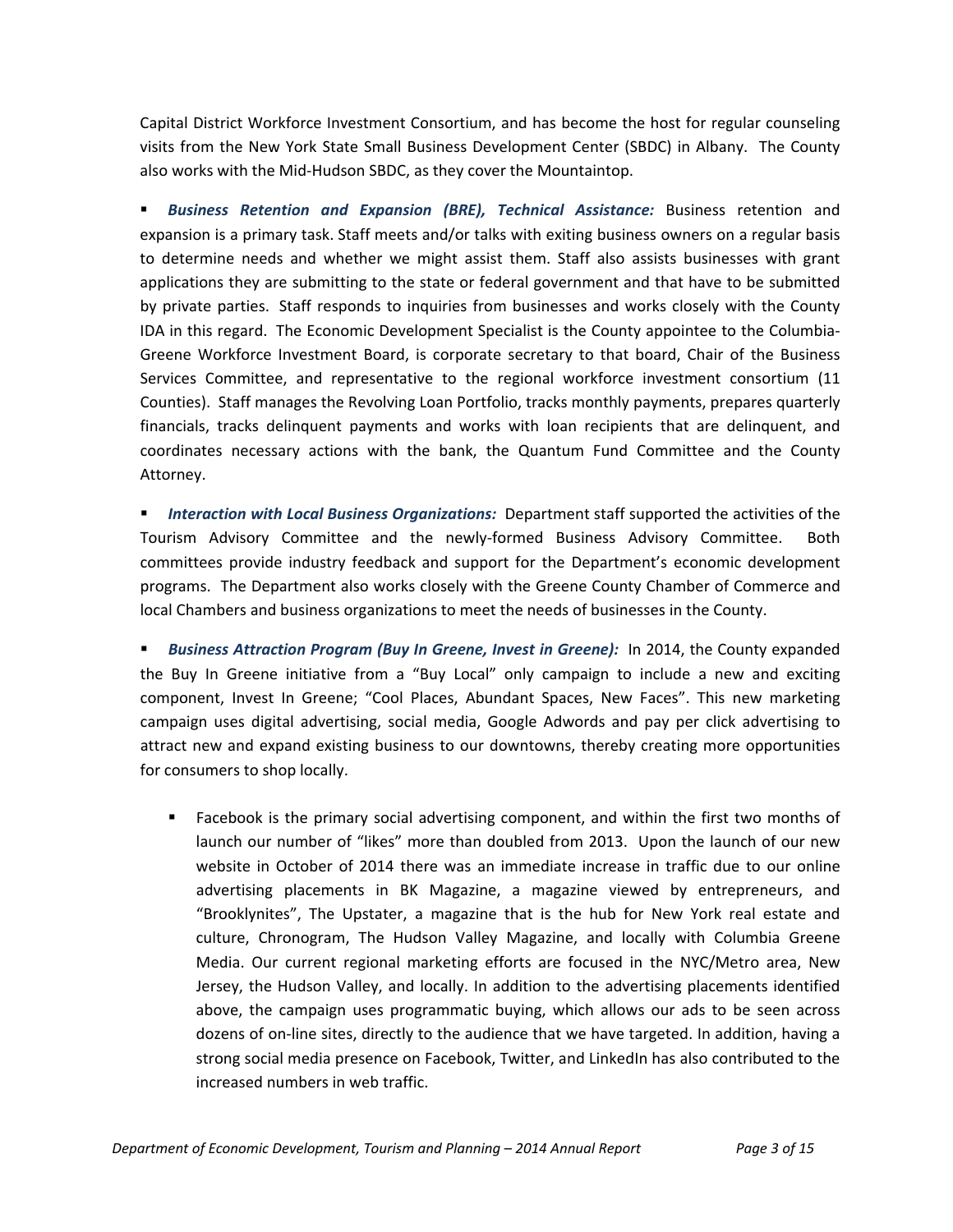Capital District Workforce Investment Consortium, and has become the host for regular counseling visits from the New York State Small Business Development Center (SBDC) in Albany. The County also works with the Mid-Hudson SBDC, as they cover the Mountaintop.

- ***Business Retention and Expansion (BRE), Technical Assistance:*** Business retention and expansion is a primary task. Staff meets and/or talks with exiting business owners on a regular basis to determine needs and whether we might assist them. Staff also assists businesses with grant applications they are submitting to the state or federal government and that have to be submitted by private parties. Staff responds to inquiries from businesses and works closely with the County IDA in this regard. The Economic Development Specialist is the County appointee to the Columbia-Greene Workforce Investment Board, is corporate secretary to that board, Chair of the Business Services Committee, and representative to the regional workforce investment consortium (11 Counties). Staff manages the Revolving Loan Portfolio, tracks monthly payments, prepares quarterly financials, tracks delinquent payments and works with loan recipients that are delinquent, and coordinates necessary actions with the bank, the Quantum Fund Committee and the County Attorney.

- ***Interaction with Local Business Organizations:*** Department staff supported the activities of the Tourism Advisory Committee and the newly-formed Business Advisory Committee. Both committees provide industry feedback and support for the Department's economic development programs. The Department also works closely with the Greene County Chamber of Commerce and local Chambers and business organizations to meet the needs of businesses in the County.

- ***Business Attraction Program (Buy In Greene, Invest in Greene):*** In 2014, the County expanded the Buy In Greene initiative from a "Buy Local" only campaign to include a new and exciting component, Invest In Greene; "Cool Places, Abundant Spaces, New Faces". This new marketing campaign uses digital advertising, social media, Google Adwords and pay per click advertising to attract new and expand existing business to our downtowns, thereby creating more opportunities for consumers to shop locally.

    - Facebook is the primary social advertising component, and within the first two months of launch our number of "likes" more than doubled from 2013. Upon the launch of our new website in October of 2014 there was an immediate increase in traffic due to our online advertising placements in BK Magazine, a magazine viewed by entrepreneurs, and "Brooklynites", The Upstater, a magazine that is the hub for New York real estate and culture, Chronogram, The Hudson Valley Magazine, and locally with Columbia Greene Media. Our current regional marketing efforts are focused in the NYC/Metro area, New Jersey, the Hudson Valley, and locally. In addition to the advertising placements identified above, the campaign uses programmatic buying, which allows our ads to be seen across dozens of on-line sites, directly to the audience that we have targeted. In addition, having a strong social media presence on Facebook, Twitter, and LinkedIn has also contributed to the increased numbers in web traffic.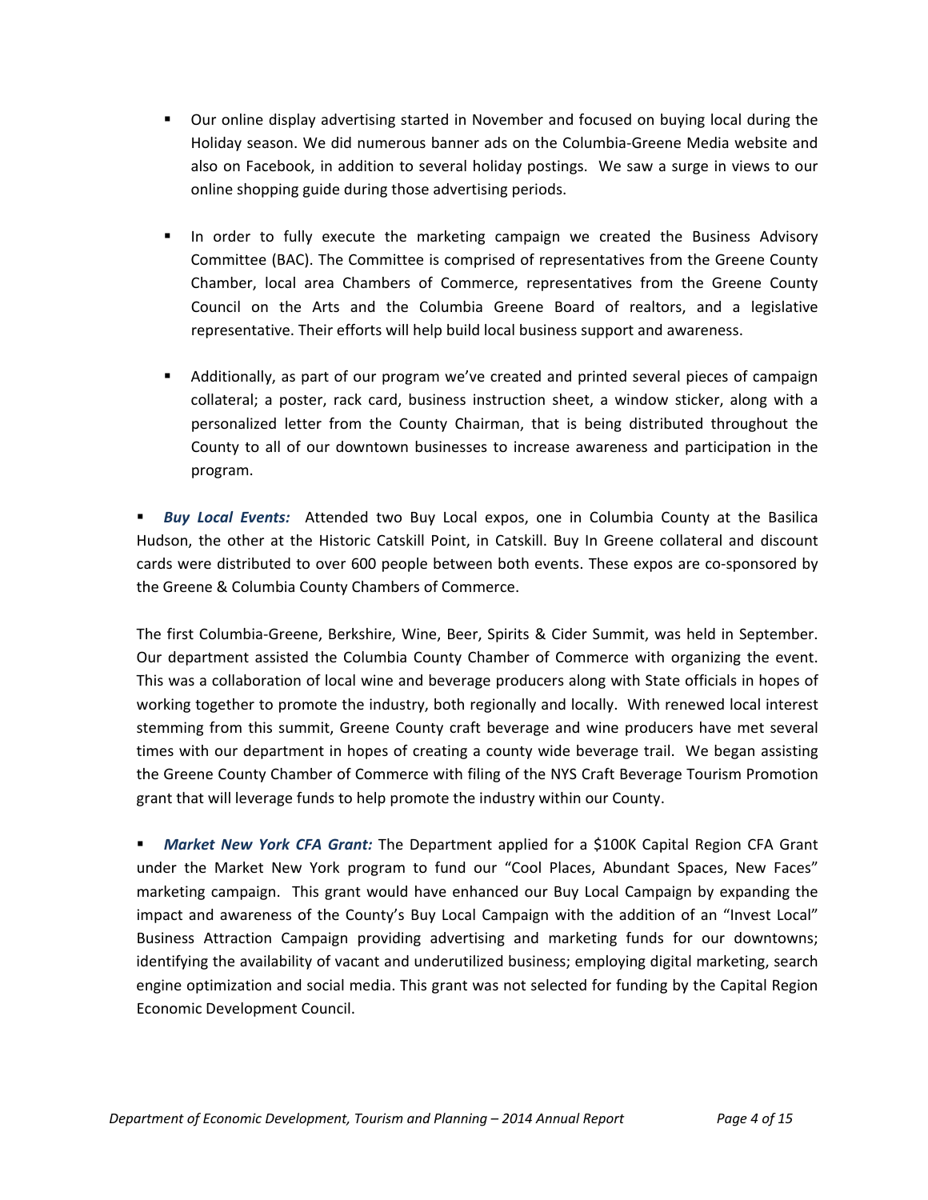- Our online display advertising started in November and focused on buying local during the Holiday season. We did numerous banner ads on the Columbia-Greene Media website and also on Facebook, in addition to several holiday postings. We saw a surge in views to our online shopping guide during those advertising periods.

- In order to fully execute the marketing campaign we created the Business Advisory Committee (BAC). The Committee is comprised of representatives from the Greene County Chamber, local area Chambers of Commerce, representatives from the Greene County Council on the Arts and the Columbia Greene Board of realtors, and a legislative representative. Their efforts will help build local business support and awareness.

- Additionally, as part of our program we've created and printed several pieces of campaign collateral; a poster, rack card, business instruction sheet, a window sticker, along with a personalized letter from the County Chairman, that is being distributed throughout the County to all of our downtown businesses to increase awareness and participation in the program.

- ***Buy Local Events:*** Attended two Buy Local expos, one in Columbia County at the Basilica Hudson, the other at the Historic Catskill Point, in Catskill. Buy In Greene collateral and discount cards were distributed to over 600 people between both events. These expos are co-sponsored by the Greene & Columbia County Chambers of Commerce.

The first Columbia-Greene, Berkshire, Wine, Beer, Spirits & Cider Summit, was held in September. Our department assisted the Columbia County Chamber of Commerce with organizing the event. This was a collaboration of local wine and beverage producers along with State officials in hopes of working together to promote the industry, both regionally and locally. With renewed local interest stemming from this summit, Greene County craft beverage and wine producers have met several times with our department in hopes of creating a county wide beverage trail. We began assisting the Greene County Chamber of Commerce with filing of the NYS Craft Beverage Tourism Promotion grant that will leverage funds to help promote the industry within our County.

- ***Market New York CFA Grant:*** The Department applied for a $100K Capital Region CFA Grant under the Market New York program to fund our "Cool Places, Abundant Spaces, New Faces" marketing campaign. This grant would have enhanced our Buy Local Campaign by expanding the impact and awareness of the County's Buy Local Campaign with the addition of an "Invest Local" Business Attraction Campaign providing advertising and marketing funds for our downtowns; identifying the availability of vacant and underutilized business; employing digital marketing, search engine optimization and social media. This grant was not selected for funding by the Capital Region Economic Development Council.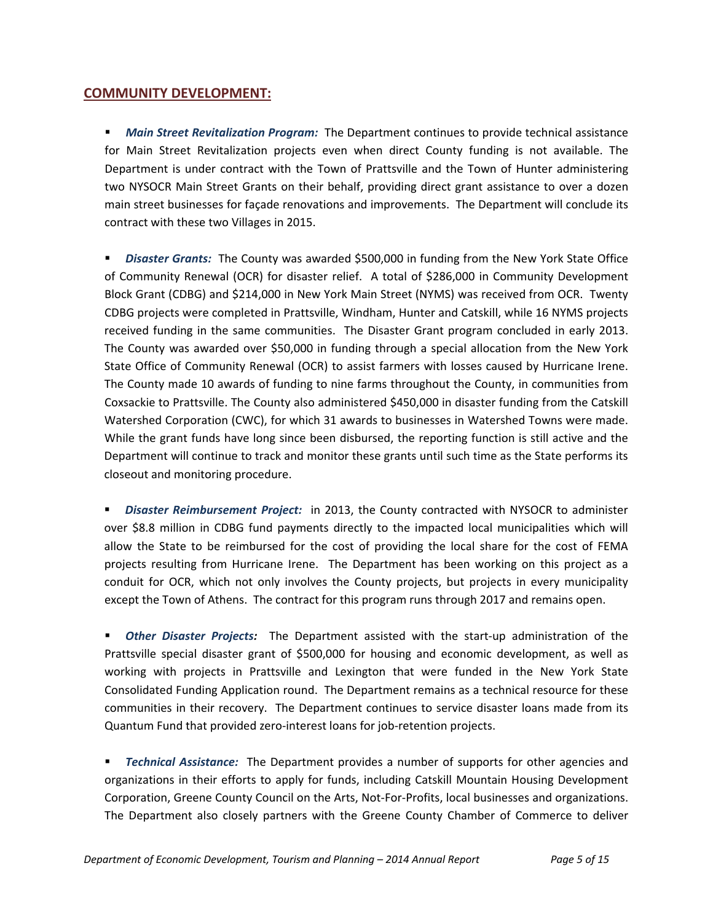## COMMUNITY DEVELOPMENT:

- ***Main Street Revitalization Program:*** The Department continues to provide technical assistance for Main Street Revitalization projects even when direct County funding is not available. The Department is under contract with the Town of Prattsville and the Town of Hunter administering two NYSOCR Main Street Grants on their behalf, providing direct grant assistance to over a dozen main street businesses for façade renovations and improvements. The Department will conclude its contract with these two Villages in 2015.

- ***Disaster Grants:*** The County was awarded $500,000 in funding from the New York State Office of Community Renewal (OCR) for disaster relief. A total of $286,000 in Community Development Block Grant (CDBG) and $214,000 in New York Main Street (NYMS) was received from OCR. Twenty CDBG projects were completed in Prattsville, Windham, Hunter and Catskill, while 16 NYMS projects received funding in the same communities. The Disaster Grant program concluded in early 2013. The County was awarded over $50,000 in funding through a special allocation from the New York State Office of Community Renewal (OCR) to assist farmers with losses caused by Hurricane Irene. The County made 10 awards of funding to nine farms throughout the County, in communities from Coxsackie to Prattsville. The County also administered $450,000 in disaster funding from the Catskill Watershed Corporation (CWC), for which 31 awards to businesses in Watershed Towns were made. While the grant funds have long since been disbursed, the reporting function is still active and the Department will continue to track and monitor these grants until such time as the State performs its closeout and monitoring procedure.

- ***Disaster Reimbursement Project:*** in 2013, the County contracted with NYSOCR to administer over $8.8 million in CDBG fund payments directly to the impacted local municipalities which will allow the State to be reimbursed for the cost of providing the local share for the cost of FEMA projects resulting from Hurricane Irene. The Department has been working on this project as a conduit for OCR, which not only involves the County projects, but projects in every municipality except the Town of Athens. The contract for this program runs through 2017 and remains open.

- ***Other Disaster Projects:*** The Department assisted with the start-up administration of the Prattsville special disaster grant of $500,000 for housing and economic development, as well as working with projects in Prattsville and Lexington that were funded in the New York State Consolidated Funding Application round. The Department remains as a technical resource for these communities in their recovery. The Department continues to service disaster loans made from its Quantum Fund that provided zero-interest loans for job-retention projects.

- ***Technical Assistance:*** The Department provides a number of supports for other agencies and organizations in their efforts to apply for funds, including Catskill Mountain Housing Development Corporation, Greene County Council on the Arts, Not-For-Profits, local businesses and organizations. The Department also closely partners with the Greene County Chamber of Commerce to deliver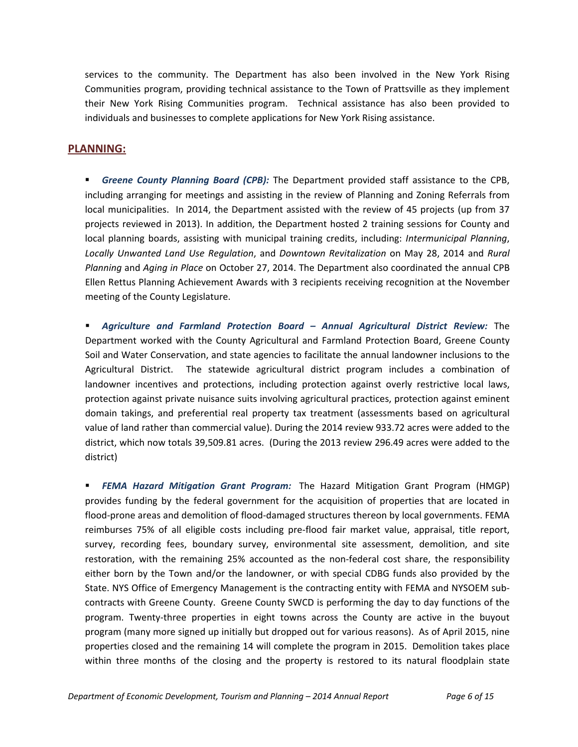services to the community. The Department has also been involved in the New York Rising Communities program, providing technical assistance to the Town of Prattsville as they implement their New York Rising Communities program. Technical assistance has also been provided to individuals and businesses to complete applications for New York Rising assistance.

## PLANNING:

- ***Greene County Planning Board (CPB):*** The Department provided staff assistance to the CPB, including arranging for meetings and assisting in the review of Planning and Zoning Referrals from local municipalities. In 2014, the Department assisted with the review of 45 projects (up from 37 projects reviewed in 2013). In addition, the Department hosted 2 training sessions for County and local planning boards, assisting with municipal training credits, including: *Intermunicipal Planning*, *Locally Unwanted Land Use Regulation*, and *Downtown Revitalization* on May 28, 2014 and *Rural Planning* and *Aging in Place* on October 27, 2014. The Department also coordinated the annual CPB Ellen Rettus Planning Achievement Awards with 3 recipients receiving recognition at the November meeting of the County Legislature.

- ***Agriculture and Farmland Protection Board – Annual Agricultural District Review:*** The Department worked with the County Agricultural and Farmland Protection Board, Greene County Soil and Water Conservation, and state agencies to facilitate the annual landowner inclusions to the Agricultural District. The statewide agricultural district program includes a combination of landowner incentives and protections, including protection against overly restrictive local laws, protection against private nuisance suits involving agricultural practices, protection against eminent domain takings, and preferential real property tax treatment (assessments based on agricultural value of land rather than commercial value). During the 2014 review 933.72 acres were added to the district, which now totals 39,509.81 acres. (During the 2013 review 296.49 acres were added to the district)

- ***FEMA Hazard Mitigation Grant Program:*** The Hazard Mitigation Grant Program (HMGP) provides funding by the federal government for the acquisition of properties that are located in flood-prone areas and demolition of flood-damaged structures thereon by local governments. FEMA reimburses 75% of all eligible costs including pre-flood fair market value, appraisal, title report, survey, recording fees, boundary survey, environmental site assessment, demolition, and site restoration, with the remaining 25% accounted as the non-federal cost share, the responsibility either born by the Town and/or the landowner, or with special CDBG funds also provided by the State. NYS Office of Emergency Management is the contracting entity with FEMA and NYSOEM sub-contracts with Greene County. Greene County SWCD is performing the day to day functions of the program. Twenty-three properties in eight towns across the County are active in the buyout program (many more signed up initially but dropped out for various reasons). As of April 2015, nine properties closed and the remaining 14 will complete the program in 2015. Demolition takes place within three months of the closing and the property is restored to its natural floodplain state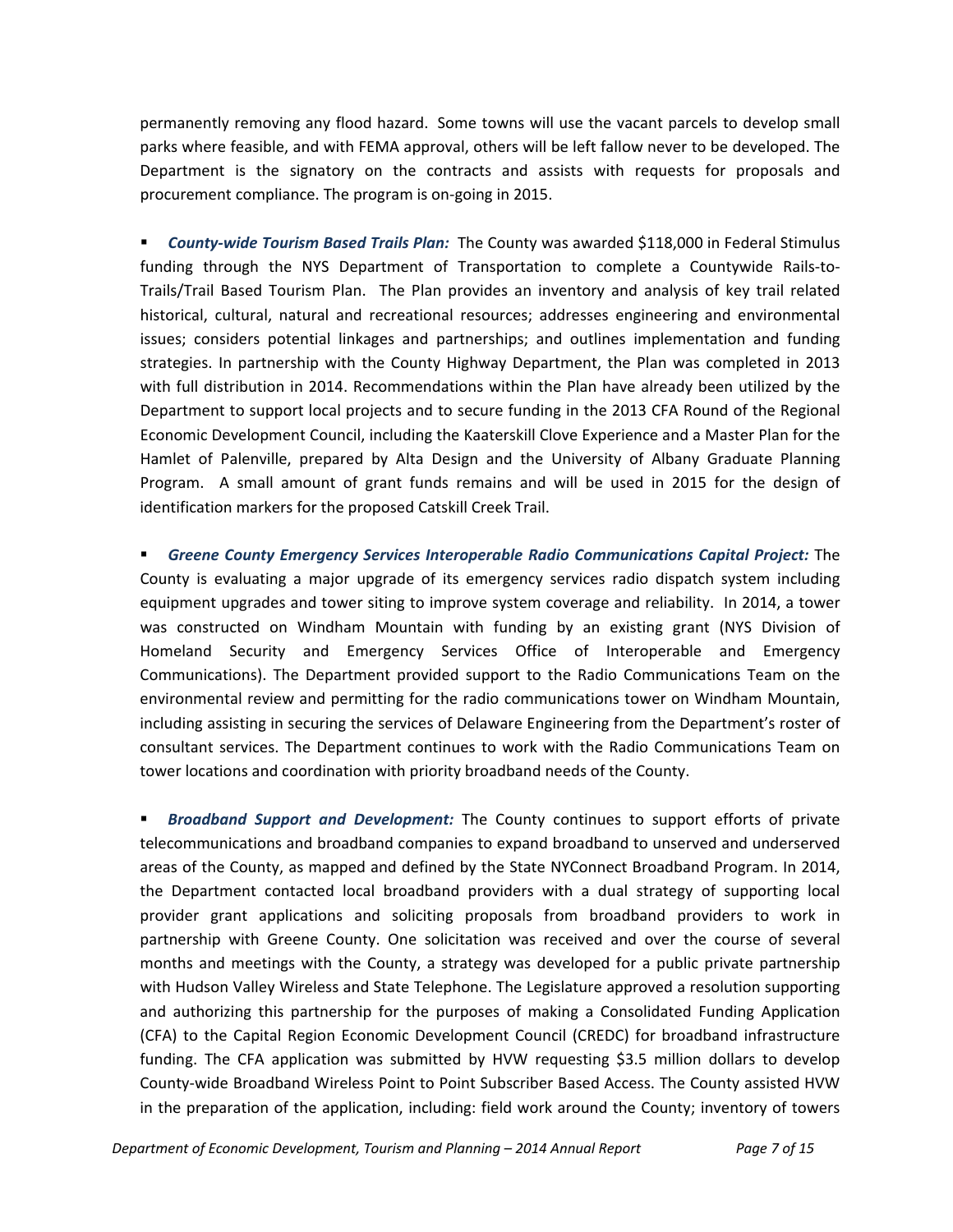permanently removing any flood hazard. Some towns will use the vacant parcels to develop small parks where feasible, and with FEMA approval, others will be left fallow never to be developed. The Department is the signatory on the contracts and assists with requests for proposals and procurement compliance. The program is on-going in 2015.

- ***County-wide Tourism Based Trails Plan:*** The County was awarded $118,000 in Federal Stimulus funding through the NYS Department of Transportation to complete a Countywide Rails-to-Trails/Trail Based Tourism Plan. The Plan provides an inventory and analysis of key trail related historical, cultural, natural and recreational resources; addresses engineering and environmental issues; considers potential linkages and partnerships; and outlines implementation and funding strategies. In partnership with the County Highway Department, the Plan was completed in 2013 with full distribution in 2014. Recommendations within the Plan have already been utilized by the Department to support local projects and to secure funding in the 2013 CFA Round of the Regional Economic Development Council, including the Kaaterskill Clove Experience and a Master Plan for the Hamlet of Palenville, prepared by Alta Design and the University of Albany Graduate Planning Program. A small amount of grant funds remains and will be used in 2015 for the design of identification markers for the proposed Catskill Creek Trail.

- ***Greene County Emergency Services Interoperable Radio Communications Capital Project:*** The County is evaluating a major upgrade of its emergency services radio dispatch system including equipment upgrades and tower siting to improve system coverage and reliability. In 2014, a tower was constructed on Windham Mountain with funding by an existing grant (NYS Division of Homeland Security and Emergency Services Office of Interoperable and Emergency Communications). The Department provided support to the Radio Communications Team on the environmental review and permitting for the radio communications tower on Windham Mountain, including assisting in securing the services of Delaware Engineering from the Department's roster of consultant services. The Department continues to work with the Radio Communications Team on tower locations and coordination with priority broadband needs of the County.

- ***Broadband Support and Development:*** The County continues to support efforts of private telecommunications and broadband companies to expand broadband to unserved and underserved areas of the County, as mapped and defined by the State NYConnect Broadband Program. In 2014, the Department contacted local broadband providers with a dual strategy of supporting local provider grant applications and soliciting proposals from broadband providers to work in partnership with Greene County. One solicitation was received and over the course of several months and meetings with the County, a strategy was developed for a public private partnership with Hudson Valley Wireless and State Telephone. The Legislature approved a resolution supporting and authorizing this partnership for the purposes of making a Consolidated Funding Application (CFA) to the Capital Region Economic Development Council (CREDC) for broadband infrastructure funding. The CFA application was submitted by HVW requesting $3.5 million dollars to develop County-wide Broadband Wireless Point to Point Subscriber Based Access. The County assisted HVW in the preparation of the application, including: field work around the County; inventory of towers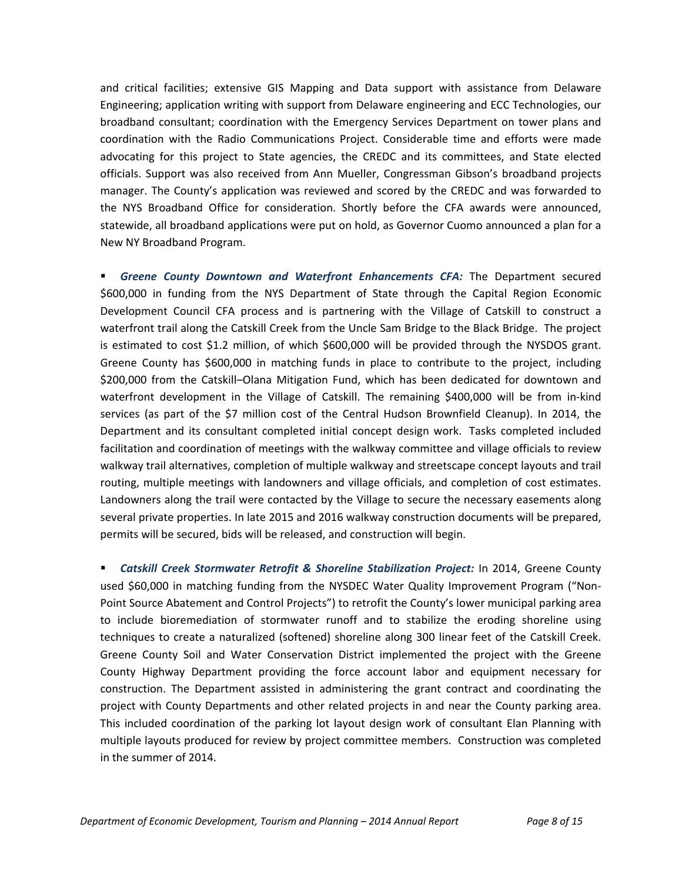and critical facilities; extensive GIS Mapping and Data support with assistance from Delaware Engineering; application writing with support from Delaware engineering and ECC Technologies, our broadband consultant; coordination with the Emergency Services Department on tower plans and coordination with the Radio Communications Project. Considerable time and efforts were made advocating for this project to State agencies, the CREDC and its committees, and State elected officials. Support was also received from Ann Mueller, Congressman Gibson's broadband projects manager. The County's application was reviewed and scored by the CREDC and was forwarded to the NYS Broadband Office for consideration. Shortly before the CFA awards were announced, statewide, all broadband applications were put on hold, as Governor Cuomo announced a plan for a New NY Broadband Program.

- ***Greene County Downtown and Waterfront Enhancements CFA:*** The Department secured $600,000 in funding from the NYS Department of State through the Capital Region Economic Development Council CFA process and is partnering with the Village of Catskill to construct a waterfront trail along the Catskill Creek from the Uncle Sam Bridge to the Black Bridge. The project is estimated to cost $1.2 million, of which $600,000 will be provided through the NYSDOS grant. Greene County has $600,000 in matching funds in place to contribute to the project, including $200,000 from the Catskill–Olana Mitigation Fund, which has been dedicated for downtown and waterfront development in the Village of Catskill. The remaining $400,000 will be from in-kind services (as part of the $7 million cost of the Central Hudson Brownfield Cleanup). In 2014, the Department and its consultant completed initial concept design work. Tasks completed included facilitation and coordination of meetings with the walkway committee and village officials to review walkway trail alternatives, completion of multiple walkway and streetscape concept layouts and trail routing, multiple meetings with landowners and village officials, and completion of cost estimates. Landowners along the trail were contacted by the Village to secure the necessary easements along several private properties. In late 2015 and 2016 walkway construction documents will be prepared, permits will be secured, bids will be released, and construction will begin.

- ***Catskill Creek Stormwater Retrofit & Shoreline Stabilization Project:*** In 2014, Greene County used $60,000 in matching funding from the NYSDEC Water Quality Improvement Program ("Non-Point Source Abatement and Control Projects") to retrofit the County's lower municipal parking area to include bioremediation of stormwater runoff and to stabilize the eroding shoreline using techniques to create a naturalized (softened) shoreline along 300 linear feet of the Catskill Creek. Greene County Soil and Water Conservation District implemented the project with the Greene County Highway Department providing the force account labor and equipment necessary for construction. The Department assisted in administering the grant contract and coordinating the project with County Departments and other related projects in and near the County parking area. This included coordination of the parking lot layout design work of consultant Elan Planning with multiple layouts produced for review by project committee members. Construction was completed in the summer of 2014.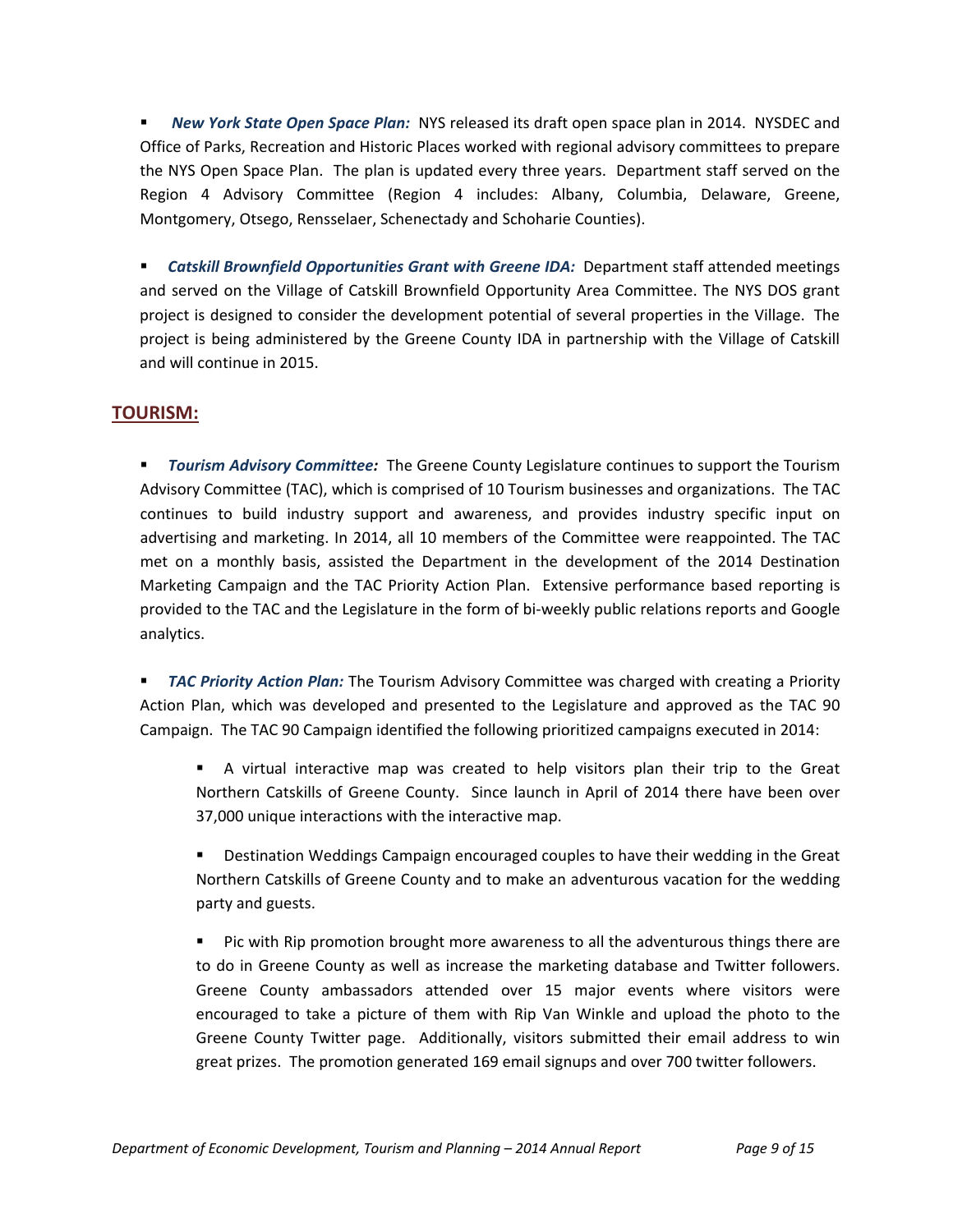- ***New York State Open Space Plan:*** NYS released its draft open space plan in 2014. NYSDEC and Office of Parks, Recreation and Historic Places worked with regional advisory committees to prepare the NYS Open Space Plan. The plan is updated every three years. Department staff served on the Region 4 Advisory Committee (Region 4 includes: Albany, Columbia, Delaware, Greene, Montgomery, Otsego, Rensselaer, Schenectady and Schoharie Counties).

- ***Catskill Brownfield Opportunities Grant with Greene IDA:*** Department staff attended meetings and served on the Village of Catskill Brownfield Opportunity Area Committee. The NYS DOS grant project is designed to consider the development potential of several properties in the Village. The project is being administered by the Greene County IDA in partnership with the Village of Catskill and will continue in 2015.

## TOURISM:

- ***Tourism Advisory Committee:*** The Greene County Legislature continues to support the Tourism Advisory Committee (TAC), which is comprised of 10 Tourism businesses and organizations. The TAC continues to build industry support and awareness, and provides industry specific input on advertising and marketing. In 2014, all 10 members of the Committee were reappointed. The TAC met on a monthly basis, assisted the Department in the development of the 2014 Destination Marketing Campaign and the TAC Priority Action Plan. Extensive performance based reporting is provided to the TAC and the Legislature in the form of bi-weekly public relations reports and Google analytics.

- ***TAC Priority Action Plan:*** The Tourism Advisory Committee was charged with creating a Priority Action Plan, which was developed and presented to the Legislature and approved as the TAC 90 Campaign. The TAC 90 Campaign identified the following prioritized campaigns executed in 2014:

  - A virtual interactive map was created to help visitors plan their trip to the Great Northern Catskills of Greene County. Since launch in April of 2014 there have been over 37,000 unique interactions with the interactive map.

  - Destination Weddings Campaign encouraged couples to have their wedding in the Great Northern Catskills of Greene County and to make an adventurous vacation for the wedding party and guests.

  - Pic with Rip promotion brought more awareness to all the adventurous things there are to do in Greene County as well as increase the marketing database and Twitter followers. Greene County ambassadors attended over 15 major events where visitors were encouraged to take a picture of them with Rip Van Winkle and upload the photo to the Greene County Twitter page. Additionally, visitors submitted their email address to win great prizes. The promotion generated 169 email signups and over 700 twitter followers.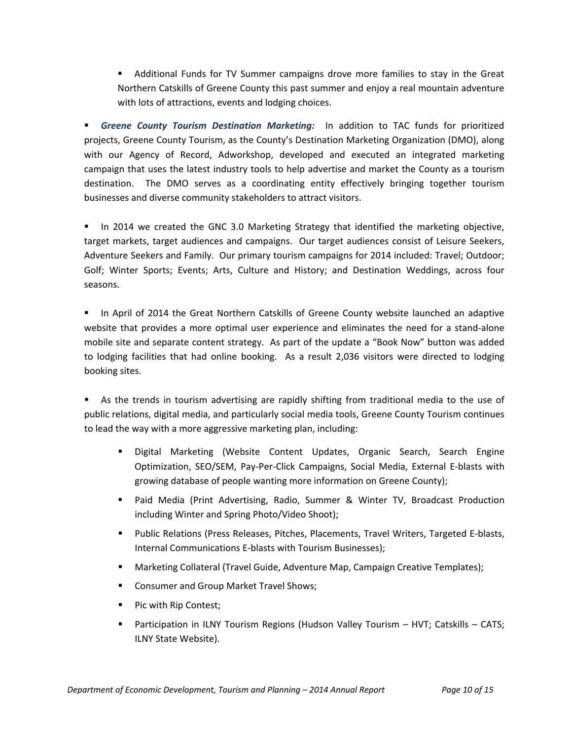- Additional Funds for TV Summer campaigns drove more families to stay in the Great Northern Catskills of Greene County this past summer and enjoy a real mountain adventure with lots of attractions, events and lodging choices.

- ***Greene County Tourism Destination Marketing:*** In addition to TAC funds for prioritized projects, Greene County Tourism, as the County's Destination Marketing Organization (DMO), along with our Agency of Record, Adworkshop, developed and executed an integrated marketing campaign that uses the latest industry tools to help advertise and market the County as a tourism destination. The DMO serves as a coordinating entity effectively bringing together tourism businesses and diverse community stakeholders to attract visitors.

- In 2014 we created the GNC 3.0 Marketing Strategy that identified the marketing objective, target markets, target audiences and campaigns. Our target audiences consist of Leisure Seekers, Adventure Seekers and Family. Our primary tourism campaigns for 2014 included: Travel; Outdoor; Golf; Winter Sports; Events; Arts, Culture and History; and Destination Weddings, across four seasons.

- In April of 2014 the Great Northern Catskills of Greene County website launched an adaptive website that provides a more optimal user experience and eliminates the need for a stand-alone mobile site and separate content strategy. As part of the update a "Book Now" button was added to lodging facilities that had online booking. As a result 2,036 visitors were directed to lodging booking sites.

- As the trends in tourism advertising are rapidly shifting from traditional media to the use of public relations, digital media, and particularly social media tools, Greene County Tourism continues to lead the way with a more aggressive marketing plan, including:
  - Digital Marketing (Website Content Updates, Organic Search, Search Engine Optimization, SEO/SEM, Pay-Per-Click Campaigns, Social Media, External E-blasts with growing database of people wanting more information on Greene County);
  - Paid Media (Print Advertising, Radio, Summer & Winter TV, Broadcast Production including Winter and Spring Photo/Video Shoot);
  - Public Relations (Press Releases, Pitches, Placements, Travel Writers, Targeted E-blasts, Internal Communications E-blasts with Tourism Businesses);
  - Marketing Collateral (Travel Guide, Adventure Map, Campaign Creative Templates);
  - Consumer and Group Market Travel Shows;
  - Pic with Rip Contest;
  - Participation in ILNY Tourism Regions (Hudson Valley Tourism – HVT; Catskills – CATS; ILNY State Website).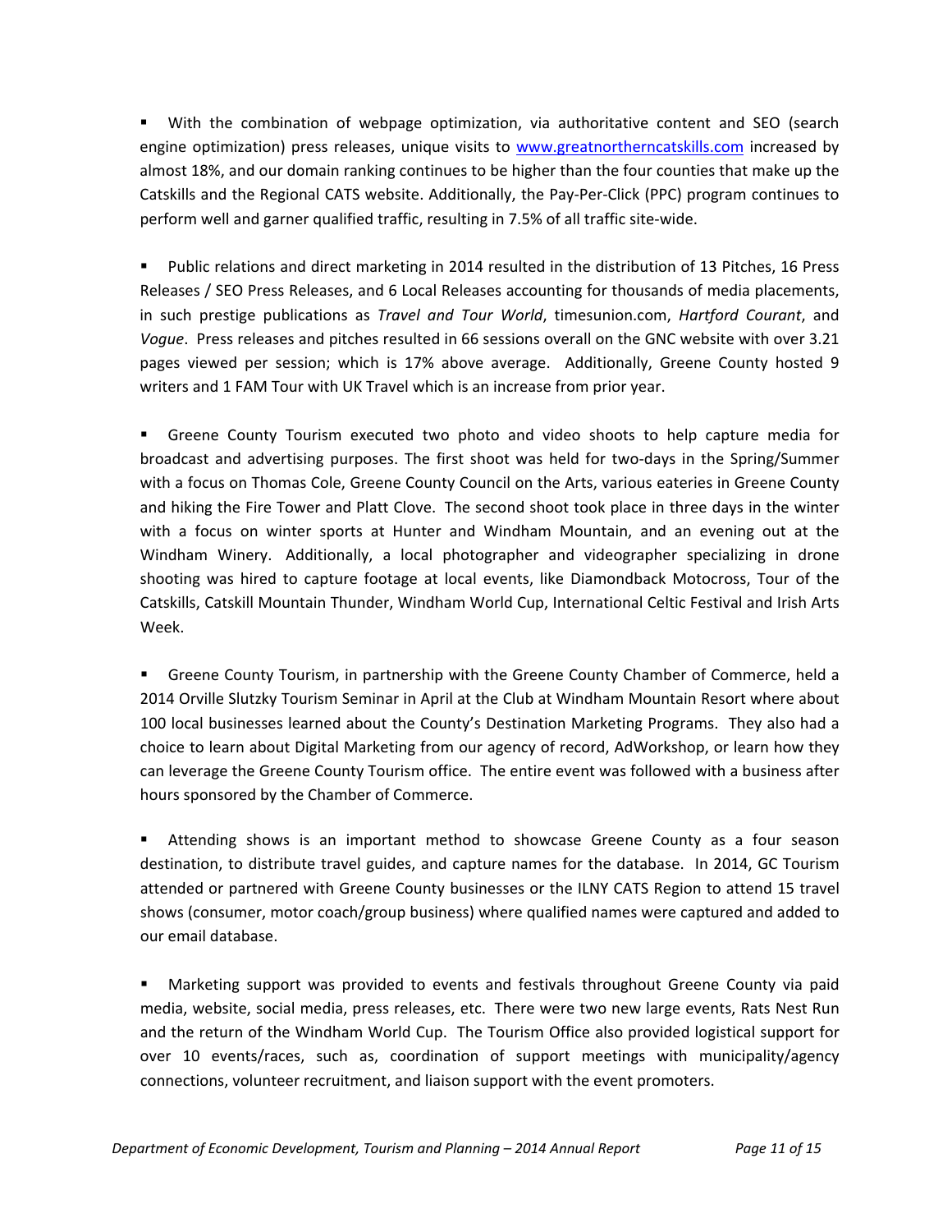- With the combination of webpage optimization, via authoritative content and SEO (search engine optimization) press releases, unique visits to [www.greatnortherncatskills.com](http://www.greatnortherncatskills.com) increased by almost 18%, and our domain ranking continues to be higher than the four counties that make up the Catskills and the Regional CATS website. Additionally, the Pay-Per-Click (PPC) program continues to perform well and garner qualified traffic, resulting in 7.5% of all traffic site-wide.

- Public relations and direct marketing in 2014 resulted in the distribution of 13 Pitches, 16 Press Releases / SEO Press Releases, and 6 Local Releases accounting for thousands of media placements, in such prestige publications as *Travel and Tour World*, timesunion.com, *Hartford Courant*, and *Vogue*. Press releases and pitches resulted in 66 sessions overall on the GNC website with over 3.21 pages viewed per session; which is 17% above average. Additionally, Greene County hosted 9 writers and 1 FAM Tour with UK Travel which is an increase from prior year.

- Greene County Tourism executed two photo and video shoots to help capture media for broadcast and advertising purposes. The first shoot was held for two-days in the Spring/Summer with a focus on Thomas Cole, Greene County Council on the Arts, various eateries in Greene County and hiking the Fire Tower and Platt Clove. The second shoot took place in three days in the winter with a focus on winter sports at Hunter and Windham Mountain, and an evening out at the Windham Winery. Additionally, a local photographer and videographer specializing in drone shooting was hired to capture footage at local events, like Diamondback Motocross, Tour of the Catskills, Catskill Mountain Thunder, Windham World Cup, International Celtic Festival and Irish Arts Week.

- Greene County Tourism, in partnership with the Greene County Chamber of Commerce, held a 2014 Orville Slutzky Tourism Seminar in April at the Club at Windham Mountain Resort where about 100 local businesses learned about the County's Destination Marketing Programs. They also had a choice to learn about Digital Marketing from our agency of record, AdWorkshop, or learn how they can leverage the Greene County Tourism office. The entire event was followed with a business after hours sponsored by the Chamber of Commerce.

- Attending shows is an important method to showcase Greene County as a four season destination, to distribute travel guides, and capture names for the database. In 2014, GC Tourism attended or partnered with Greene County businesses or the ILNY CATS Region to attend 15 travel shows (consumer, motor coach/group business) where qualified names were captured and added to our email database.

- Marketing support was provided to events and festivals throughout Greene County via paid media, website, social media, press releases, etc. There were two new large events, Rats Nest Run and the return of the Windham World Cup. The Tourism Office also provided logistical support for over 10 events/races, such as, coordination of support meetings with municipality/agency connections, volunteer recruitment, and liaison support with the event promoters.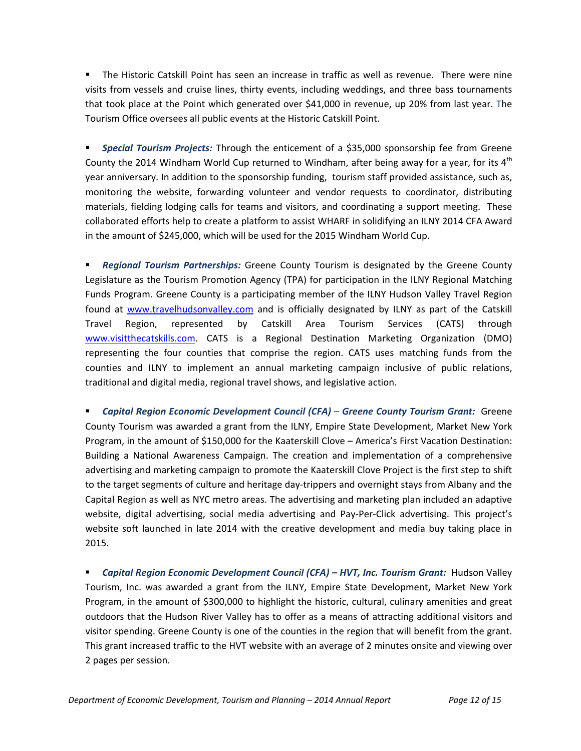- The Historic Catskill Point has seen an increase in traffic as well as revenue. There were nine visits from vessels and cruise lines, thirty events, including weddings, and three bass tournaments that took place at the Point which generated over $41,000 in revenue, up 20% from last year. The Tourism Office oversees all public events at the Historic Catskill Point.

- ***Special Tourism Projects:*** Through the enticement of a $35,000 sponsorship fee from Greene County the 2014 Windham World Cup returned to Windham, after being away for a year, for its 4th year anniversary. In addition to the sponsorship funding, tourism staff provided assistance, such as, monitoring the website, forwarding volunteer and vendor requests to coordinator, distributing materials, fielding lodging calls for teams and visitors, and coordinating a support meeting. These collaborated efforts help to create a platform to assist WHARF in solidifying an ILNY 2014 CFA Award in the amount of $245,000, which will be used for the 2015 Windham World Cup.

- ***Regional Tourism Partnerships:*** Greene County Tourism is designated by the Greene County Legislature as the Tourism Promotion Agency (TPA) for participation in the ILNY Regional Matching Funds Program. Greene County is a participating member of the ILNY Hudson Valley Travel Region found at www.travelhudsonvalley.com and is officially designated by ILNY as part of the Catskill Travel Region, represented by Catskill Area Tourism Services (CATS) through www.visitthecatskills.com. CATS is a Regional Destination Marketing Organization (DMO) representing the four counties that comprise the region. CATS uses matching funds from the counties and ILNY to implement an annual marketing campaign inclusive of public relations, traditional and digital media, regional travel shows, and legislative action.

- ***Capital Region Economic Development Council (CFA) – Greene County Tourism Grant:*** Greene County Tourism was awarded a grant from the ILNY, Empire State Development, Market New York Program, in the amount of $150,000 for the Kaaterskill Clove – America's First Vacation Destination: Building a National Awareness Campaign. The creation and implementation of a comprehensive advertising and marketing campaign to promote the Kaaterskill Clove Project is the first step to shift to the target segments of culture and heritage day-trippers and overnight stays from Albany and the Capital Region as well as NYC metro areas. The advertising and marketing plan included an adaptive website, digital advertising, social media advertising and Pay-Per-Click advertising. This project's website soft launched in late 2014 with the creative development and media buy taking place in 2015.

- ***Capital Region Economic Development Council (CFA) – HVT, Inc. Tourism Grant:*** Hudson Valley Tourism, Inc. was awarded a grant from the ILNY, Empire State Development, Market New York Program, in the amount of $300,000 to highlight the historic, cultural, culinary amenities and great outdoors that the Hudson River Valley has to offer as a means of attracting additional visitors and visitor spending. Greene County is one of the counties in the region that will benefit from the grant. This grant increased traffic to the HVT website with an average of 2 minutes onsite and viewing over 2 pages per session.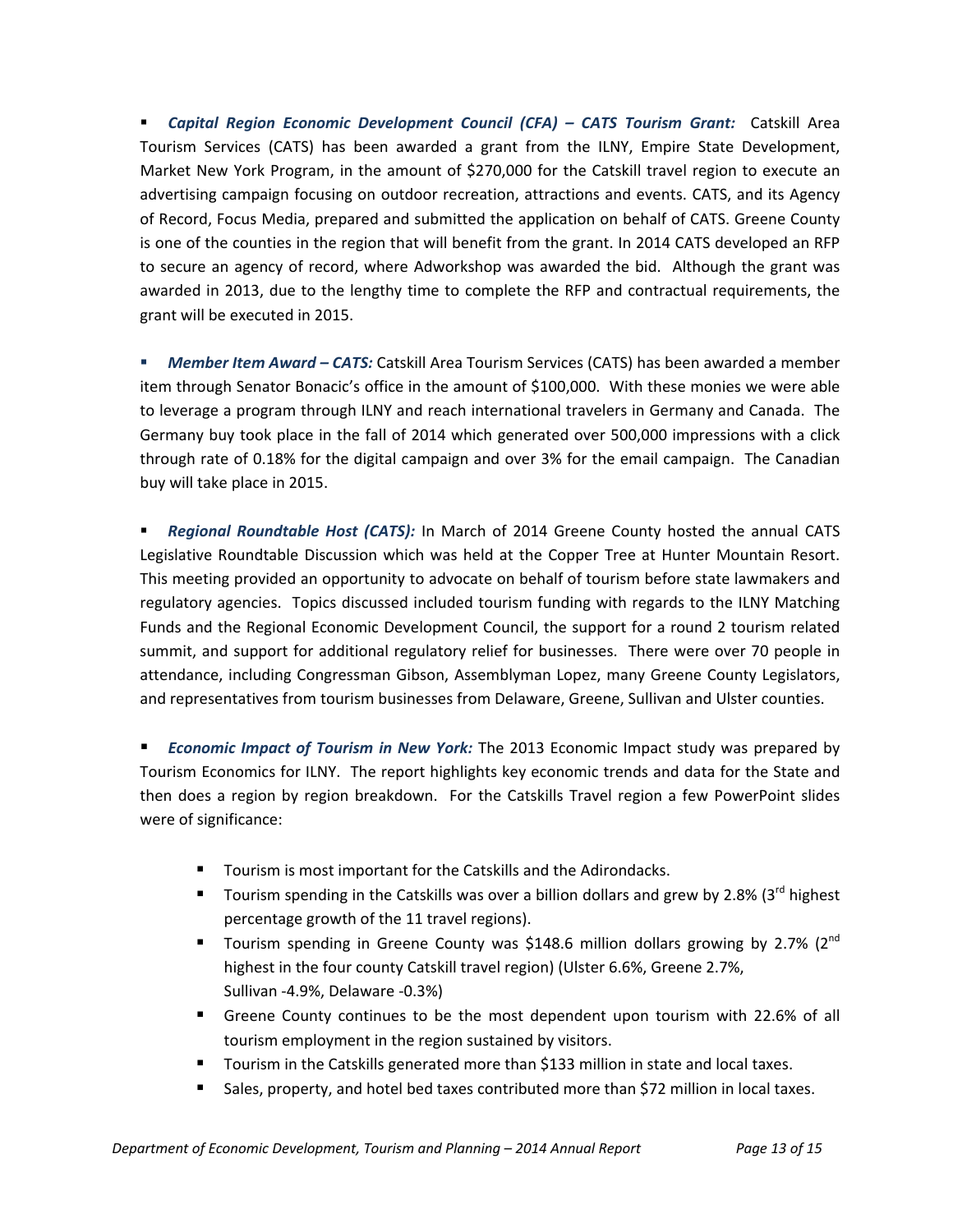- ***Capital Region Economic Development Council (CFA) – CATS Tourism Grant:*** Catskill Area Tourism Services (CATS) has been awarded a grant from the ILNY, Empire State Development, Market New York Program, in the amount of $270,000 for the Catskill travel region to execute an advertising campaign focusing on outdoor recreation, attractions and events. CATS, and its Agency of Record, Focus Media, prepared and submitted the application on behalf of CATS. Greene County is one of the counties in the region that will benefit from the grant. In 2014 CATS developed an RFP to secure an agency of record, where Adworkshop was awarded the bid. Although the grant was awarded in 2013, due to the lengthy time to complete the RFP and contractual requirements, the grant will be executed in 2015.

- ***Member Item Award – CATS:*** Catskill Area Tourism Services (CATS) has been awarded a member item through Senator Bonacic's office in the amount of $100,000. With these monies we were able to leverage a program through ILNY and reach international travelers in Germany and Canada. The Germany buy took place in the fall of 2014 which generated over 500,000 impressions with a click through rate of 0.18% for the digital campaign and over 3% for the email campaign. The Canadian buy will take place in 2015.

- ***Regional Roundtable Host (CATS):*** In March of 2014 Greene County hosted the annual CATS Legislative Roundtable Discussion which was held at the Copper Tree at Hunter Mountain Resort. This meeting provided an opportunity to advocate on behalf of tourism before state lawmakers and regulatory agencies. Topics discussed included tourism funding with regards to the ILNY Matching Funds and the Regional Economic Development Council, the support for a round 2 tourism related summit, and support for additional regulatory relief for businesses. There were over 70 people in attendance, including Congressman Gibson, Assemblyman Lopez, many Greene County Legislators, and representatives from tourism businesses from Delaware, Greene, Sullivan and Ulster counties.

- ***Economic Impact of Tourism in New York:*** The 2013 Economic Impact study was prepared by Tourism Economics for ILNY. The report highlights key economic trends and data for the State and then does a region by region breakdown. For the Catskills Travel region a few PowerPoint slides were of significance:

  - Tourism is most important for the Catskills and the Adirondacks.
  - Tourism spending in the Catskills was over a billion dollars and grew by 2.8% (3rd highest percentage growth of the 11 travel regions).
  - Tourism spending in Greene County was $148.6 million dollars growing by 2.7% (2nd highest in the four county Catskill travel region) (Ulster 6.6%, Greene 2.7%, Sullivan -4.9%, Delaware -0.3%)
  - Greene County continues to be the most dependent upon tourism with 22.6% of all tourism employment in the region sustained by visitors.
  - Tourism in the Catskills generated more than $133 million in state and local taxes.
  - Sales, property, and hotel bed taxes contributed more than $72 million in local taxes.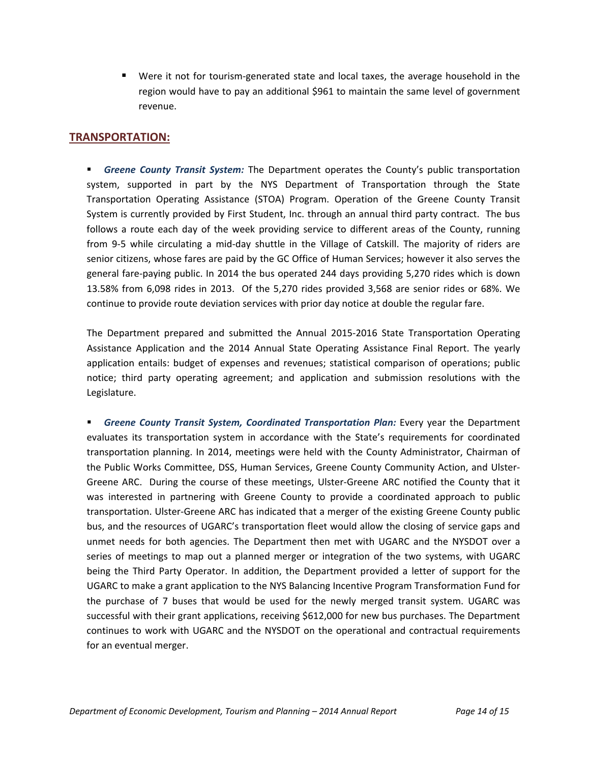- Were it not for tourism-generated state and local taxes, the average household in the region would have to pay an additional $961 to maintain the same level of government revenue.

## TRANSPORTATION:

- ***Greene County Transit System:*** The Department operates the County's public transportation system, supported in part by the NYS Department of Transportation through the State Transportation Operating Assistance (STOA) Program. Operation of the Greene County Transit System is currently provided by First Student, Inc. through an annual third party contract. The bus follows a route each day of the week providing service to different areas of the County, running from 9-5 while circulating a mid-day shuttle in the Village of Catskill. The majority of riders are senior citizens, whose fares are paid by the GC Office of Human Services; however it also serves the general fare-paying public. In 2014 the bus operated 244 days providing 5,270 rides which is down 13.58% from 6,098 rides in 2013. Of the 5,270 rides provided 3,568 are senior rides or 68%. We continue to provide route deviation services with prior day notice at double the regular fare.

The Department prepared and submitted the Annual 2015-2016 State Transportation Operating Assistance Application and the 2014 Annual State Operating Assistance Final Report. The yearly application entails: budget of expenses and revenues; statistical comparison of operations; public notice; third party operating agreement; and application and submission resolutions with the Legislature.

- ***Greene County Transit System, Coordinated Transportation Plan:*** Every year the Department evaluates its transportation system in accordance with the State's requirements for coordinated transportation planning. In 2014, meetings were held with the County Administrator, Chairman of the Public Works Committee, DSS, Human Services, Greene County Community Action, and Ulster-Greene ARC. During the course of these meetings, Ulster-Greene ARC notified the County that it was interested in partnering with Greene County to provide a coordinated approach to public transportation. Ulster-Greene ARC has indicated that a merger of the existing Greene County public bus, and the resources of UGARC's transportation fleet would allow the closing of service gaps and unmet needs for both agencies. The Department then met with UGARC and the NYSDOT over a series of meetings to map out a planned merger or integration of the two systems, with UGARC being the Third Party Operator. In addition, the Department provided a letter of support for the UGARC to make a grant application to the NYS Balancing Incentive Program Transformation Fund for the purchase of 7 buses that would be used for the newly merged transit system. UGARC was successful with their grant applications, receiving $612,000 for new bus purchases. The Department continues to work with UGARC and the NYSDOT on the operational and contractual requirements for an eventual merger.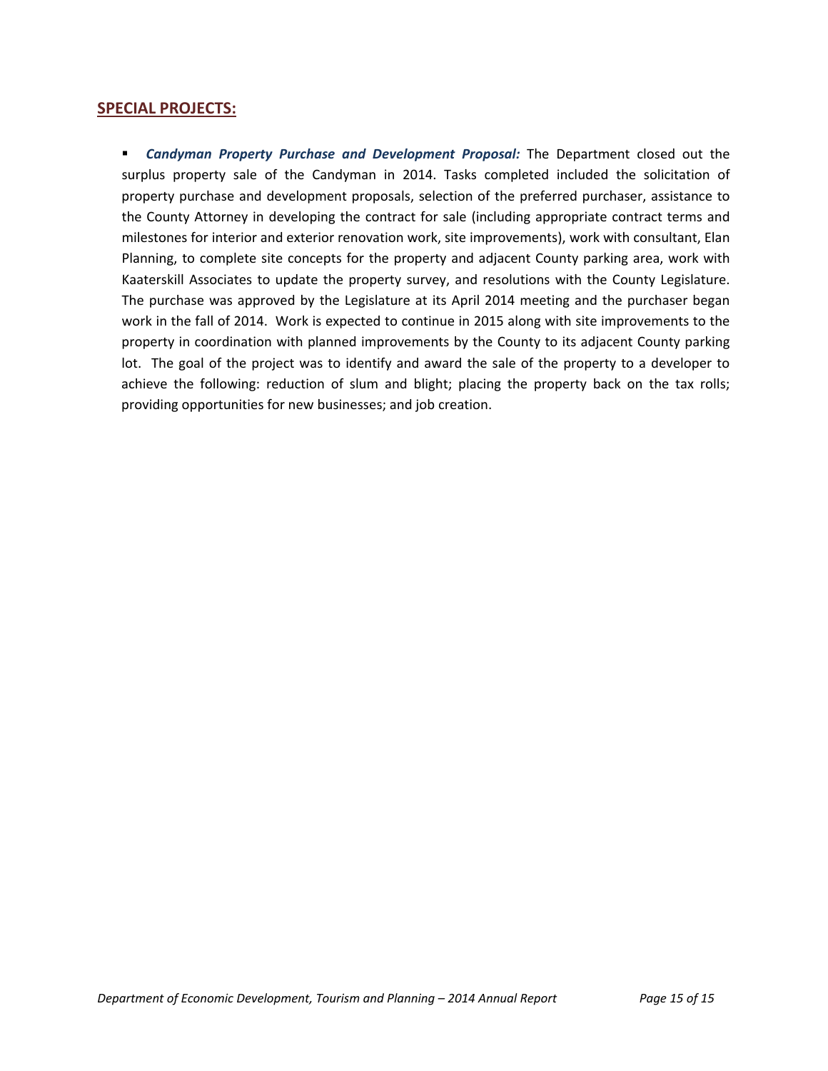## SPECIAL PROJECTS:

- ***Candyman Property Purchase and Development Proposal:*** The Department closed out the surplus property sale of the Candyman in 2014. Tasks completed included the solicitation of property purchase and development proposals, selection of the preferred purchaser, assistance to the County Attorney in developing the contract for sale (including appropriate contract terms and milestones for interior and exterior renovation work, site improvements), work with consultant, Elan Planning, to complete site concepts for the property and adjacent County parking area, work with Kaaterskill Associates to update the property survey, and resolutions with the County Legislature. The purchase was approved by the Legislature at its April 2014 meeting and the purchaser began work in the fall of 2014. Work is expected to continue in 2015 along with site improvements to the property in coordination with planned improvements by the County to its adjacent County parking lot. The goal of the project was to identify and award the sale of the property to a developer to achieve the following: reduction of slum and blight; placing the property back on the tax rolls; providing opportunities for new businesses; and job creation.